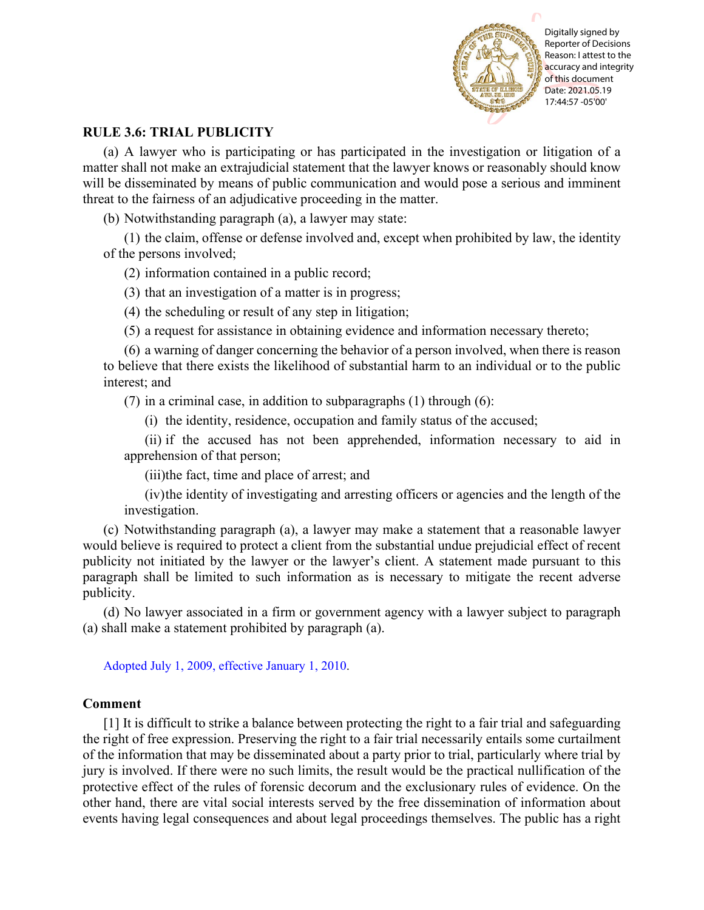## RULE 3.6: TRIAL PUBLICITY

(a) A lawyer who is participating or has participated in the investigation or litigation of a matter shall not make an extrajudicial statement that the lawyer knows or reasonably should know will be disseminated by means of public communication and would pose a serious and imminent threat to the fairness of an adjudicative proceeding in the matter.

(b) Notwithstanding paragraph (a), a lawyer may state:

(1) the claim, offense or defense involved and, except when prohibited by law, the identity of the persons involved;

(2) information contained in a public record;

(3) that an investigation of a matter is in progress;

(4) the scheduling or result of any step in litigation;

(5) a request for assistance in obtaining evidence and information necessary thereto;

(6) a warning of danger concerning the behavior of a person involved, when there is reason to believe that there exists the likelihood of substantial harm to an individual or to the public interest; and

(7) in a criminal case, in addition to subparagraphs (1) through (6):

(i) the identity, residence, occupation and family status of the accused;

(ii) if the accused has not been apprehended, information necessary to aid in apprehension of that person;

(iii) the fact, time and place of arrest; and

(iv) the identity of investigating and arresting officers or agencies and the length of the investigation.

(c) Notwithstanding paragraph (a), a lawyer may make a statement that a reasonable lawyer would believe is required to protect a client from the substantial undue prejudicial effect of recent publicity not initiated by the lawyer or the lawyer's client. A statement made pursuant to this paragraph shall be limited to such information as is necessary to mitigate the recent adverse publicity.

(d) No lawyer associated in a firm or government agency with a lawyer subject to paragraph (a) shall make a statement prohibited by paragraph (a).

Adopted July 1, 2009, effective January 1, 2010.

### Comment

[1] It is difficult to strike a balance between protecting the right to a fair trial and safeguarding the right of free expression. Preserving the right to a fair trial necessarily entails some curtailment of the information that may be disseminated about a party prior to trial, particularly where trial by jury is involved. If there were no such limits, the result would be the practical nullification of the protective effect of the rules of forensic decorum and the exclusionary rules of evidence. On the other hand, there are vital social interests served by the free dissemination of information about events having legal consequences and about legal proceedings themselves. The public has a right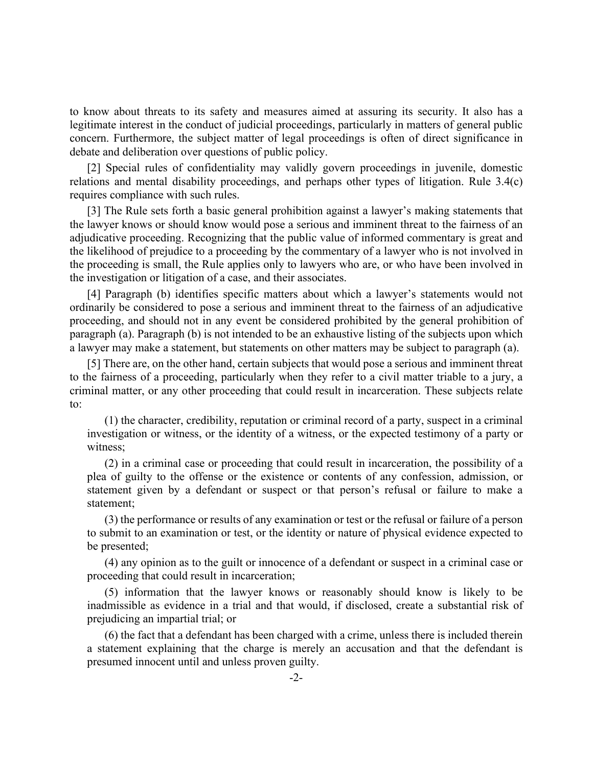to know about threats to its safety and measures aimed at assuring its security. It also has a legitimate interest in the conduct of judicial proceedings, particularly in matters of general public concern. Furthermore, the subject matter of legal proceedings is often of direct significance in debate and deliberation over questions of public policy.

[2] Special rules of confidentiality may validly govern proceedings in juvenile, domestic relations and mental disability proceedings, and perhaps other types of litigation. Rule 3.4(c) requires compliance with such rules.

[3] The Rule sets forth a basic general prohibition against a lawyer's making statements that the lawyer knows or should know would pose a serious and imminent threat to the fairness of an adjudicative proceeding. Recognizing that the public value of informed commentary is great and the likelihood of prejudice to a proceeding by the commentary of a lawyer who is not involved in the proceeding is small, the Rule applies only to lawyers who are, or who have been involved in the investigation or litigation of a case, and their associates.

[4] Paragraph (b) identifies specific matters about which a lawyer's statements would not ordinarily be considered to pose a serious and imminent threat to the fairness of an adjudicative proceeding, and should not in any event be considered prohibited by the general prohibition of paragraph (a). Paragraph (b) is not intended to be an exhaustive listing of the subjects upon which a lawyer may make a statement, but statements on other matters may be subject to paragraph (a).

[5] There are, on the other hand, certain subjects that would pose a serious and imminent threat to the fairness of a proceeding, particularly when they refer to a civil matter triable to a jury, a criminal matter, or any other proceeding that could result in incarceration. These subjects relate to:

(1) the character, credibility, reputation or criminal record of a party, suspect in a criminal investigation or witness, or the identity of a witness, or the expected testimony of a party or witness;

(2) in a criminal case or proceeding that could result in incarceration, the possibility of a plea of guilty to the offense or the existence or contents of any confession, admission, or statement given by a defendant or suspect or that person's refusal or failure to make a statement;

(3) the performance or results of any examination or test or the refusal or failure of a person to submit to an examination or test, or the identity or nature of physical evidence expected to be presented;

(4) any opinion as to the guilt or innocence of a defendant or suspect in a criminal case or proceeding that could result in incarceration;

(5) information that the lawyer knows or reasonably should know is likely to be inadmissible as evidence in a trial and that would, if disclosed, create a substantial risk of prejudicing an impartial trial; or

(6) the fact that a defendant has been charged with a crime, unless there is included therein a statement explaining that the charge is merely an accusation and that the defendant is presumed innocent until and unless proven guilty.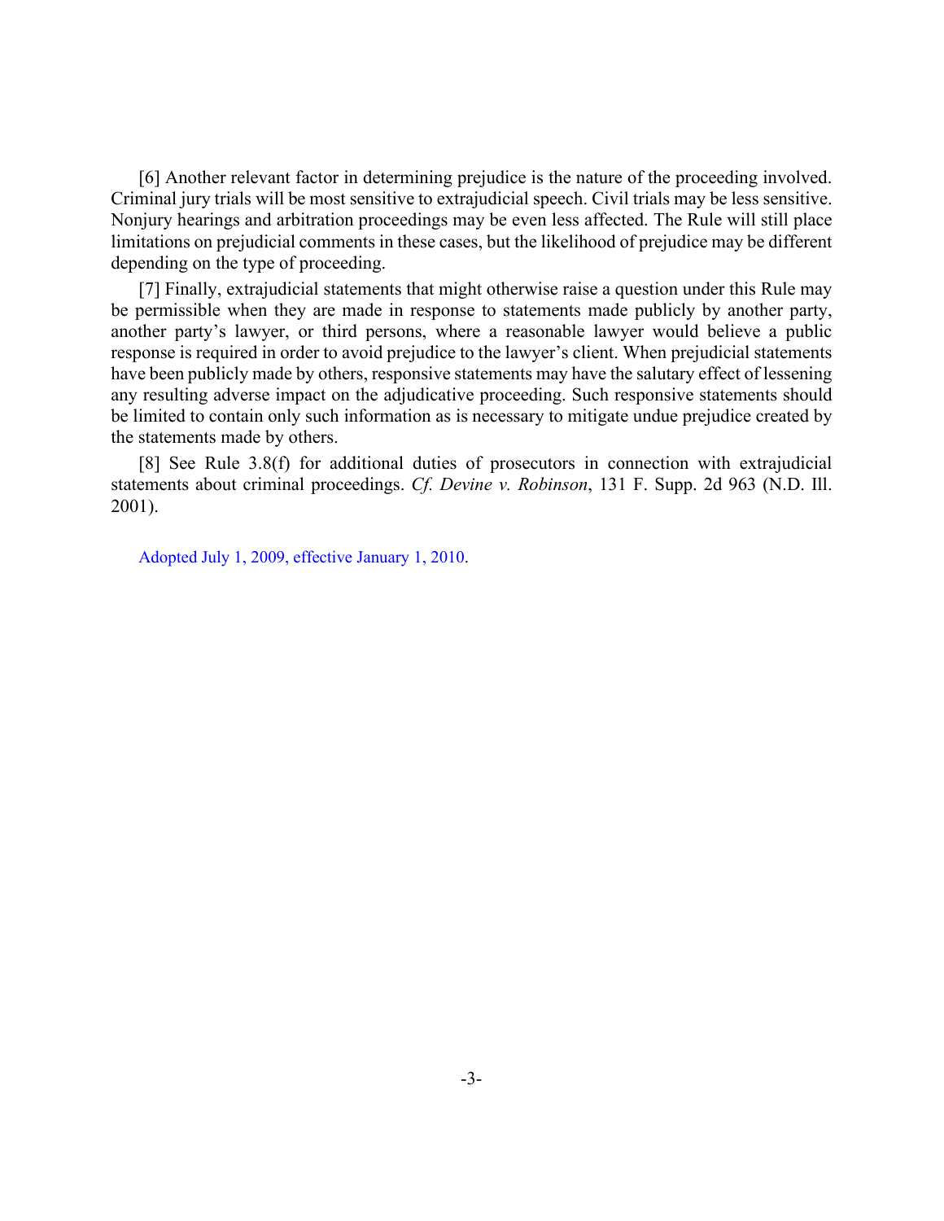[6] Another relevant factor in determining prejudice is the nature of the proceeding involved. Criminal jury trials will be most sensitive to extrajudicial speech. Civil trials may be less sensitive. Nonjury hearings and arbitration proceedings may be even less affected. The Rule will still place limitations on prejudicial comments in these cases, but the likelihood of prejudice may be different depending on the type of proceeding.

[7] Finally, extrajudicial statements that might otherwise raise a question under this Rule may be permissible when they are made in response to statements made publicly by another party, another party's lawyer, or third persons, where a reasonable lawyer would believe a public response is required in order to avoid prejudice to the lawyer's client. When prejudicial statements have been publicly made by others, responsive statements may have the salutary effect of lessening any resulting adverse impact on the adjudicative proceeding. Such responsive statements should be limited to contain only such information as is necessary to mitigate undue prejudice created by the statements made by others.

[8] See Rule 3.8(f) for additional duties of prosecutors in connection with extrajudicial statements about criminal proceedings. *Cf. Devine v. Robinson*, 131 F. Supp. 2d 963 (N.D. Ill. 2001).

Adopted July 1, 2009, effective January 1, 2010.